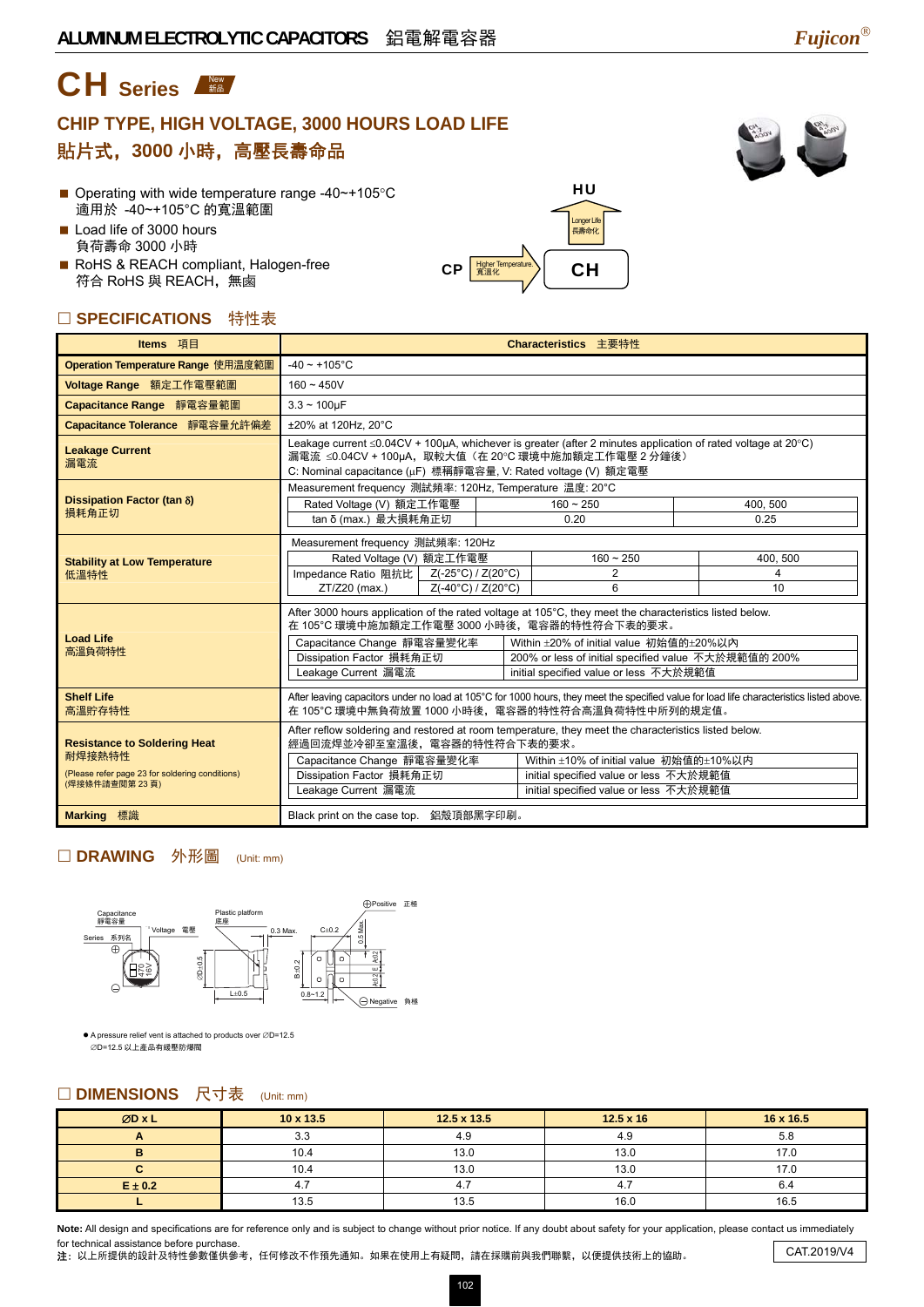# CH Series New 新品

## CHIP TYPE, HIGH VOLTAGE, 3000 HOURS LOAD LIFE
## 貼片式，3000 小時，高壓長壽命品

- Operating with wide temperature range -40~+105°C
  適用於 -40~+105°C 的寬溫範圍
- Load life of 3000 hours
  負荷壽命 3000 小時
- RoHS & REACH compliant, Halogen-free
  符合 RoHS 與 REACH，無鹵

HU
Longer Life 長壽命化
CP → Higher Temperature 寬溫化 → CH

## □ SPECIFICATIONS 特性表

| Items 項目 | Characteristics 主要特性 | | |
|---|---|---|---|
| Operation Temperature Range 使用溫度範圍 | -40 ~ +105°C | | |
| Voltage Range 額定工作電壓範圍 | 160 ~ 450V | | |
| Capacitance Range 靜電容量範圍 | 3.3 ~ 100μF | | |
| Capacitance Tolerance 靜電容量允許偏差 | ±20% at 120Hz, 20°C | | |
| Leakage Current 漏電流 | Leakage current ≤0.04CV + 100μA, whichever is greater (after 2 minutes application of rated voltage at 20°C)<br>漏電流 ≤0.04CV + 100μA，取較大值（在 20°C 環境中施加額定工作電壓 2 分鐘後）<br>C: Nominal capacitance (μF) 標稱靜電容量, V: Rated voltage (V) 額定電壓 | | |
| Marking 標識 | Black print on the case top. 鋁殼頂部黑字印刷。 | | |

**Dissipation Factor (tan δ) 損耗角正切**

Measurement frequency 測試頻率: 120Hz, Temperature 溫度: 20°C

| Rated Voltage (V) 額定工作電壓 | 160 ~ 250 | 400, 500 |
|---|---|---|
| tan δ (max.) 最大損耗角正切 | 0.20 | 0.25 |

**Stability at Low Temperature 低溫特性**

Measurement frequency 測試頻率: 120Hz

| Rated Voltage (V) 額定工作電壓 | | 160 ~ 250 | 400, 500 |
|---|---|---|---|
| Impedance Ratio 阻抗比 | Z(-25°C) / Z(20°C) | 2 | 4 |
| ZT/Z20 (max.) | Z(-40°C) / Z(20°C) | 6 | 10 |

**Load Life 高溫負荷特性**

After 3000 hours application of the rated voltage at 105°C, they meet the characteristics listed below.
在 105°C 環境中施加額定工作電壓 3000 小時後，電容器的特性符合下表的要求。

| Item | Requirement |
|---|---|
| Capacitance Change 靜電容量變化率 | Within ±20% of initial value 初始值的±20%以內 |
| Dissipation Factor 損耗角正切 | 200% or less of initial specified value 不大於規範值的 200% |
| Leakage Current 漏電流 | initial specified value or less 不大於規範值 |

**Shelf Life 高溫貯存特性**

After leaving capacitors under no load at 105°C for 1000 hours, they meet the specified value for load life characteristics listed above.
在 105°C 環境中無負荷放置 1000 小時後，電容器的特性符合高溫負荷特性中所列的規定值。

**Resistance to Soldering Heat 耐焊接熱特性**
(Please refer page 23 for soldering conditions)
(焊接條件請查閱第 23 頁)

After reflow soldering and restored at room temperature, they meet the characteristics listed below.
經過回流焊並冷卻至室溫後，電容器的特性符合下表的要求。

| Item | Requirement |
|---|---|
| Capacitance Change 靜電容量變化率 | Within ±10% of initial value 初始值的±10%以內 |
| Dissipation Factor 損耗角正切 | initial specified value or less 不大於規範值 |
| Leakage Current 漏電流 | initial specified value or less 不大於規範值 |

## □ DRAWING 外形圖 (Unit: mm)

Capacitance 靜電容量, Voltage 電壓, Series 系列名, Plastic platform 底座, 0.3 Max., C±0.2, 0.5 Max., ⊕Positive 正極, ⊖Negative 負極, ØD±0.5, L±0.5, B±0.2, A±0.2, E, 0.8~1.2

- A pressure relief vent is attached to products over ØD=12.5
  ØD=12.5 以上產品有綫壓防爆閥

## □ DIMENSIONS 尺寸表 (Unit: mm)

| ØD x L | 10 x 13.5 | 12.5 x 13.5 | 12.5 x 16 | 16 x 16.5 |
|---|---|---|---|---|
| A | 3.3 | 4.9 | 4.9 | 5.8 |
| B | 10.4 | 13.0 | 13.0 | 17.0 |
| C | 10.4 | 13.0 | 13.0 | 17.0 |
| E ± 0.2 | 4.7 | 4.7 | 4.7 | 6.4 |
| L | 13.5 | 13.5 | 16.0 | 16.5 |

**Note:** All design and specifications are for reference only and is subject to change without prior notice. If any doubt about safety for your application, please contact us immediately for technical assistance before purchase.
**注**：以上所提供的設計及特性參數僅供參考，任何修改不作預先通知。如果在使用上有疑問，請在採購前與我們聯繫，以便提供技術上的協助。

CAT.2019/V4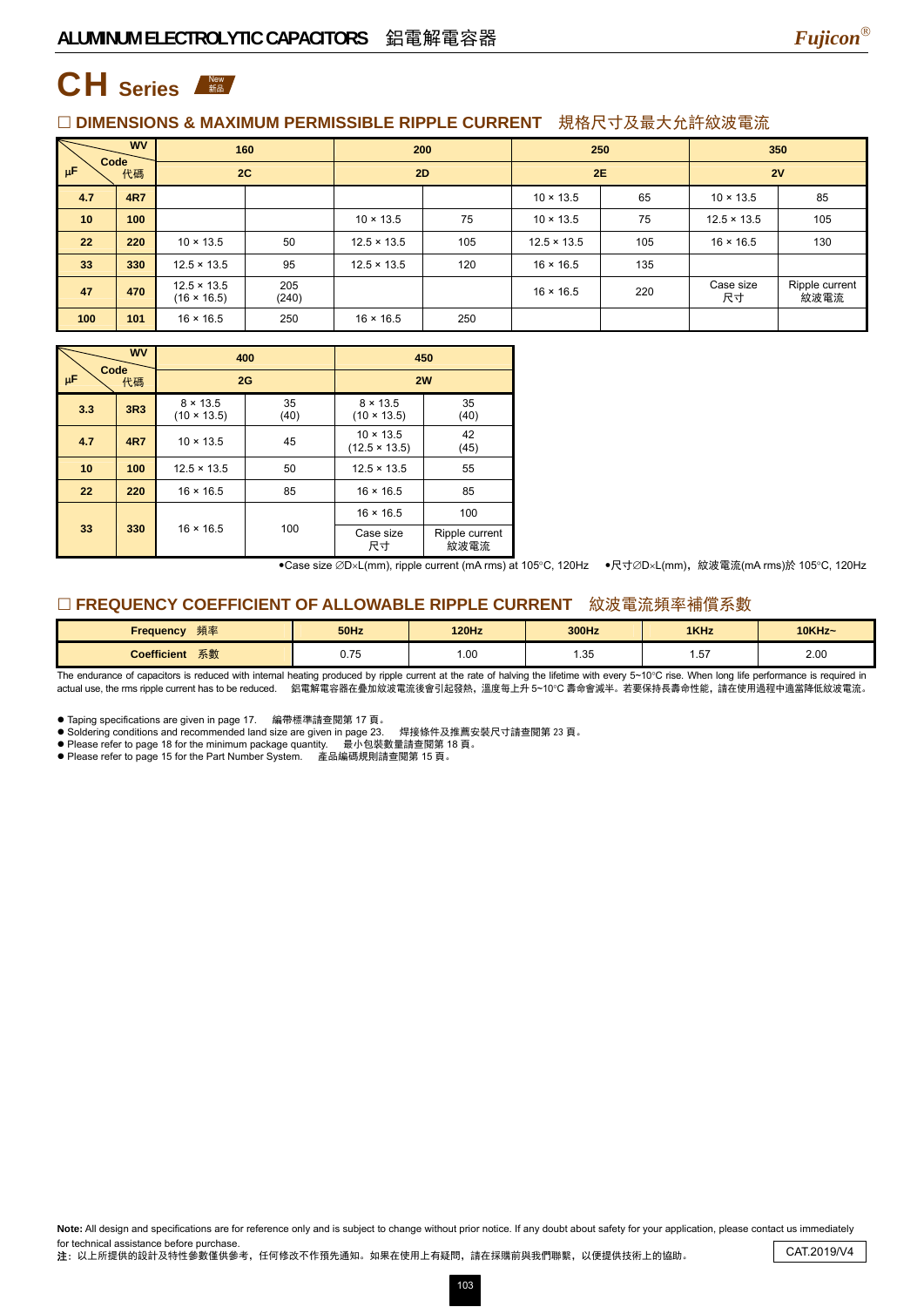# CH Series

New 新品

## □ DIMENSIONS & MAXIMUM PERMISSIBLE RIPPLE CURRENT　規格尺寸及最大允許紋波電流

| μF | Code 代碼 \ WV | 160 | | 200 | | 250 | | 350 | |
|---|---|---|---|---|---|---|---|---|---|
| | | 2C | | 2D | | 2E | | 2V | |
| 4.7 | 4R7 | | | | | 10 × 13.5 | 65 | 10 × 13.5 | 85 |
| 10 | 100 | | | 10 × 13.5 | 75 | 10 × 13.5 | 75 | 12.5 × 13.5 | 105 |
| 22 | 220 | 10 × 13.5 | 50 | 12.5 × 13.5 | 105 | 12.5 × 13.5 | 105 | 16 × 16.5 | 130 |
| 33 | 330 | 12.5 × 13.5 | 95 | 12.5 × 13.5 | 120 | 16 × 16.5 | 135 | | |
| 47 | 470 | 12.5 × 13.5 (16 × 16.5) | 205 (240) | | | 16 × 16.5 | 220 | Case size 尺寸 | Ripple current 紋波電流 |
| 100 | 101 | 16 × 16.5 | 250 | 16 × 16.5 | 250 | | | | |

| μF | Code 代碼 \ WV | 400 | | 450 | |
|---|---|---|---|---|---|
| | | 2G | | 2W | |
| 3.3 | 3R3 | 8 × 13.5 (10 × 13.5) | 35 (40) | 8 × 13.5 (10 × 13.5) | 35 (40) |
| 4.7 | 4R7 | 10 × 13.5 | 45 | 10 × 13.5 (12.5 × 13.5) | 42 (45) |
| 10 | 100 | 12.5 × 13.5 | 50 | 12.5 × 13.5 | 55 |
| 22 | 220 | 16 × 16.5 | 85 | 16 × 16.5 | 85 |
| 33 | 330 | 16 × 16.5 | 100 | 16 × 16.5 | 100 |
| | | | | Case size 尺寸 | Ripple current 紋波電流 |

•Case size ∅D×L(mm), ripple current (mA rms) at 105°C, 120Hz　•尺寸∅D×L(mm)，紋波電流(mA rms)於 105°C, 120Hz

## □ FREQUENCY COEFFICIENT OF ALLOWABLE RIPPLE CURRENT　紋波電流頻率補償系數

| Frequency 頻率 | 50Hz | 120Hz | 300Hz | 1KHz | 10KHz~ |
|---|---|---|---|---|---|
| Coefficient 系數 | 0.75 | 1.00 | 1.35 | 1.57 | 2.00 |

The endurance of capacitors is reduced with internal heating produced by ripple current at the rate of halving the lifetime with every 5~10°C rise. When long life performance is required in actual use, the rms ripple current has to be reduced.　鋁電解電容器在叠加紋波電流後會引起發熱，溫度每上升 5~10°C 壽命會減半。若要保持長壽命性能，請在使用過程中適當降低紋波電流。

- Taping specifications are given in page 17.　編帶標準請查閱第 17 頁。
- Soldering conditions and recommended land size are given in page 23.　焊接條件及推薦安裝尺寸請查閱第 23 頁。
- Please refer to page 18 for the minimum package quantity.　最小包裝數量請查閱第 18 頁。
- Please refer to page 15 for the Part Number System.　產品編碼規則請查閱第 15 頁。

**Note:** All design and specifications are for reference only and is subject to change without prior notice. If any doubt about safety for your application, please contact us immediately for technical assistance before purchase.
**注**：以上所提供的設計及特性參數僅供參考，任何修改不作預先通知。如果在使用上有疑問，請在採購前與我們聯繫，以便提供技術上的協助。

CAT.2019/V4